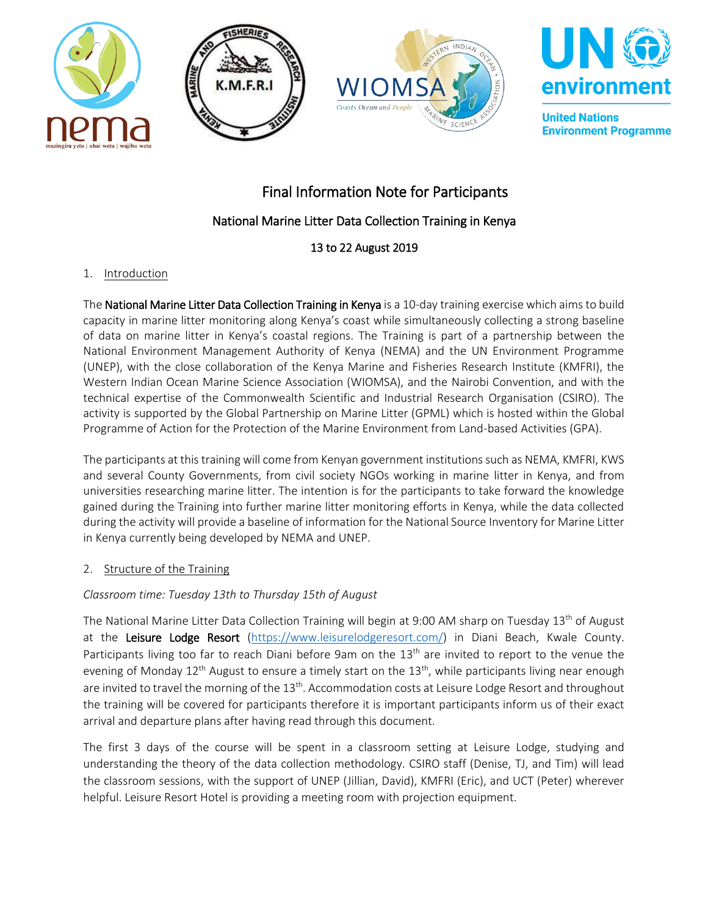# Final Information Note for Participants

## National Marine Litter Data Collection Training in Kenya

## 13 to 22 August 2019

### 1. Introduction

The **National Marine Litter Data Collection Training in Kenya** is a 10-day training exercise which aims to build capacity in marine litter monitoring along Kenya's coast while simultaneously collecting a strong baseline of data on marine litter in Kenya's coastal regions. The Training is part of a partnership between the National Environment Management Authority of Kenya (NEMA) and the UN Environment Programme (UNEP), with the close collaboration of the Kenya Marine and Fisheries Research Institute (KMFRI), the Western Indian Ocean Marine Science Association (WIOMSA), and the Nairobi Convention, and with the technical expertise of the Commonwealth Scientific and Industrial Research Organisation (CSIRO). The activity is supported by the Global Partnership on Marine Litter (GPML) which is hosted within the Global Programme of Action for the Protection of the Marine Environment from Land-based Activities (GPA).

The participants at this training will come from Kenyan government institutions such as NEMA, KMFRI, KWS and several County Governments, from civil society NGOs working in marine litter in Kenya, and from universities researching marine litter. The intention is for the participants to take forward the knowledge gained during the Training into further marine litter monitoring efforts in Kenya, while the data collected during the activity will provide a baseline of information for the National Source Inventory for Marine Litter in Kenya currently being developed by NEMA and UNEP.

### 2. Structure of the Training

*Classroom time: Tuesday 13th to Thursday 15th of August*

The National Marine Litter Data Collection Training will begin at 9:00 AM sharp on Tuesday 13th of August at the **Leisure Lodge Resort** (https://www.leisurelodgeresort.com/) in Diani Beach, Kwale County. Participants living too far to reach Diani before 9am on the 13th are invited to report to the venue the evening of Monday 12th August to ensure a timely start on the 13th, while participants living near enough are invited to travel the morning of the 13th. Accommodation costs at Leisure Lodge Resort and throughout the training will be covered for participants therefore it is important participants inform us of their exact arrival and departure plans after having read through this document.

The first 3 days of the course will be spent in a classroom setting at Leisure Lodge, studying and understanding the theory of the data collection methodology. CSIRO staff (Denise, TJ, and Tim) will lead the classroom sessions, with the support of UNEP (Jillian, David), KMFRI (Eric), and UCT (Peter) wherever helpful. Leisure Resort Hotel is providing a meeting room with projection equipment.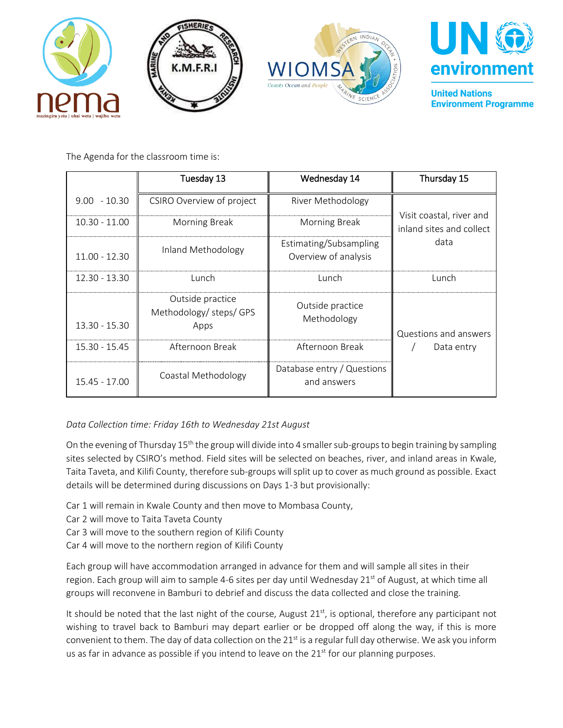The Agenda for the classroom time is:

| | Tuesday 13 | Wednesday 14 | Thursday 15 |
|---|---|---|---|
| 9.00 - 10.30 | CSIRO Overview of project | River Methodology | Visit coastal, river and inland sites and collect data |
| 10.30 - 11.00 | Morning Break | Morning Break | |
| 11.00 - 12.30 | Inland Methodology | Estimating/Subsampling Overview of analysis | |
| 12.30 - 13.30 | Lunch | Lunch | Lunch |
| 13.30 - 15.30 | Outside practice Methodology/ steps/ GPS Apps | Outside practice Methodology | Questions and answers / Data entry |
| 15.30 - 15.45 | Afternoon Break | Afternoon Break | |
| 15.45 - 17.00 | Coastal Methodology | Database entry / Questions and answers | |

*Data Collection time: Friday 16th to Wednesday 21st August*

On the evening of Thursday 15th the group will divide into 4 smaller sub-groups to begin training by sampling sites selected by CSIRO's method. Field sites will be selected on beaches, river, and inland areas in Kwale, Taita Taveta, and Kilifi County, therefore sub-groups will split up to cover as much ground as possible. Exact details will be determined during discussions on Days 1-3 but provisionally:

Car 1 will remain in Kwale County and then move to Mombasa County,
Car 2 will move to Taita Taveta County
Car 3 will move to the southern region of Kilifi County
Car 4 will move to the northern region of Kilifi County

Each group will have accommodation arranged in advance for them and will sample all sites in their region. Each group will aim to sample 4-6 sites per day until Wednesday 21st of August, at which time all groups will reconvene in Bamburi to debrief and discuss the data collected and close the training.

It should be noted that the last night of the course, August 21st, is optional, therefore any participant not wishing to travel back to Bamburi may depart earlier or be dropped off along the way, if this is more convenient to them. The day of data collection on the 21st is a regular full day otherwise. We ask you inform us as far in advance as possible if you intend to leave on the 21st for our planning purposes.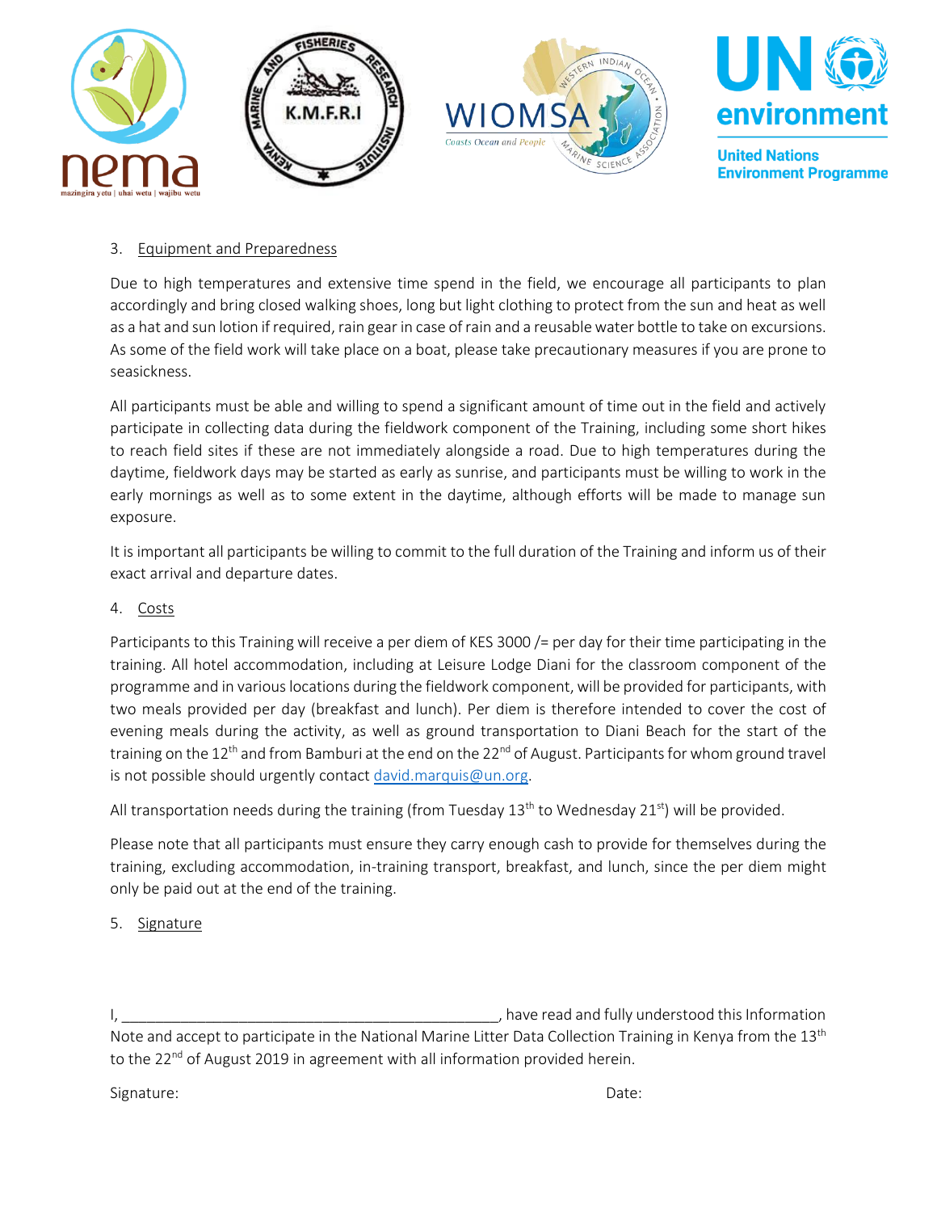3. Equipment and Preparedness

Due to high temperatures and extensive time spend in the field, we encourage all participants to plan accordingly and bring closed walking shoes, long but light clothing to protect from the sun and heat as well as a hat and sun lotion if required, rain gear in case of rain and a reusable water bottle to take on excursions. As some of the field work will take place on a boat, please take precautionary measures if you are prone to seasickness.

All participants must be able and willing to spend a significant amount of time out in the field and actively participate in collecting data during the fieldwork component of the Training, including some short hikes to reach field sites if these are not immediately alongside a road. Due to high temperatures during the daytime, fieldwork days may be started as early as sunrise, and participants must be willing to work in the early mornings as well as to some extent in the daytime, although efforts will be made to manage sun exposure.

It is important all participants be willing to commit to the full duration of the Training and inform us of their exact arrival and departure dates.

4. Costs

Participants to this Training will receive a per diem of KES 3000 /= per day for their time participating in the training. All hotel accommodation, including at Leisure Lodge Diani for the classroom component of the programme and in various locations during the fieldwork component, will be provided for participants, with two meals provided per day (breakfast and lunch). Per diem is therefore intended to cover the cost of evening meals during the activity, as well as ground transportation to Diani Beach for the start of the training on the 12th and from Bamburi at the end on the 22nd of August. Participants for whom ground travel is not possible should urgently contact david.marquis@un.org.

All transportation needs during the training (from Tuesday 13th to Wednesday 21st) will be provided.

Please note that all participants must ensure they carry enough cash to provide for themselves during the training, excluding accommodation, in-training transport, breakfast, and lunch, since the per diem might only be paid out at the end of the training.

5. Signature

I, ______________________________________________, have read and fully understood this Information Note and accept to participate in the National Marine Litter Data Collection Training in Kenya from the 13th to the 22nd of August 2019 in agreement with all information provided herein.

Signature: Date: